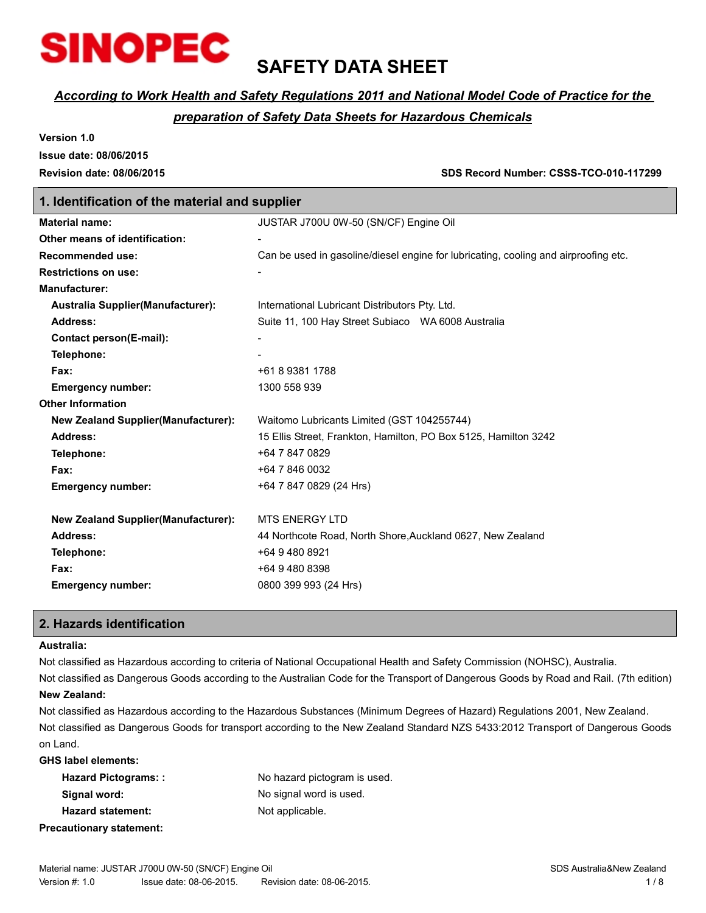SINOPEC

# SAFETY DATA SHEET

***According to Work Health and Safety Regulations 2011 and National Model Code of Practice for the preparation of Safety Data Sheets for Hazardous Chemicals***

**Version 1.0**

**Issue date: 08/06/2015**

**Revision date: 08/06/2015** **SDS Record Number: CSSS-TCO-010-117299**

## 1. Identification of the material and supplier

| | |
|---|---|
| **Material name:** | JUSTAR J700U 0W-50 (SN/CF) Engine Oil |
| **Other means of identification:** | - |
| **Recommended use:** | Can be used in gasoline/diesel engine for lubricating, cooling and airproofing etc. |
| **Restrictions on use:** | - |
| **Manufacturer:** | |
| **Australia Supplier(Manufacturer):** | International Lubricant Distributors Pty. Ltd. |
| **Address:** | Suite 11, 100 Hay Street Subiaco WA 6008 Australia |
| **Contact person(E-mail):** | - |
| **Telephone:** | - |
| **Fax:** | +61 8 9381 1788 |
| **Emergency number:** | 1300 558 939 |
| **Other Information** | |
| **New Zealand Supplier(Manufacturer):** | Waitomo Lubricants Limited (GST 104255744) |
| **Address:** | 15 Ellis Street, Frankton, Hamilton, PO Box 5125, Hamilton 3242 |
| **Telephone:** | +64 7 847 0829 |
| **Fax:** | +64 7 846 0032 |
| **Emergency number:** | +64 7 847 0829 (24 Hrs) |
| **New Zealand Supplier(Manufacturer):** | MTS ENERGY LTD |
| **Address:** | 44 Northcote Road, North Shore,Auckland 0627, New Zealand |
| **Telephone:** | +64 9 480 8921 |
| **Fax:** | +64 9 480 8398 |
| **Emergency number:** | 0800 399 993 (24 Hrs) |

## 2. Hazards identification

**Australia:**

Not classified as Hazardous according to criteria of National Occupational Health and Safety Commission (NOHSC), Australia.

Not classified as Dangerous Goods according to the Australian Code for the Transport of Dangerous Goods by Road and Rail. (7th edition)

**New Zealand:**

Not classified as Hazardous according to the Hazardous Substances (Minimum Degrees of Hazard) Regulations 2001, New Zealand.

Not classified as Dangerous Goods for transport according to the New Zealand Standard NZS 5433:2012 Transport of Dangerous Goods on Land.

**GHS label elements:**

| | |
|---|---|
| **Hazard Pictograms: :** | No hazard pictogram is used. |
| **Signal word:** | No signal word is used. |
| **Hazard statement:** | Not applicable. |

**Precautionary statement:**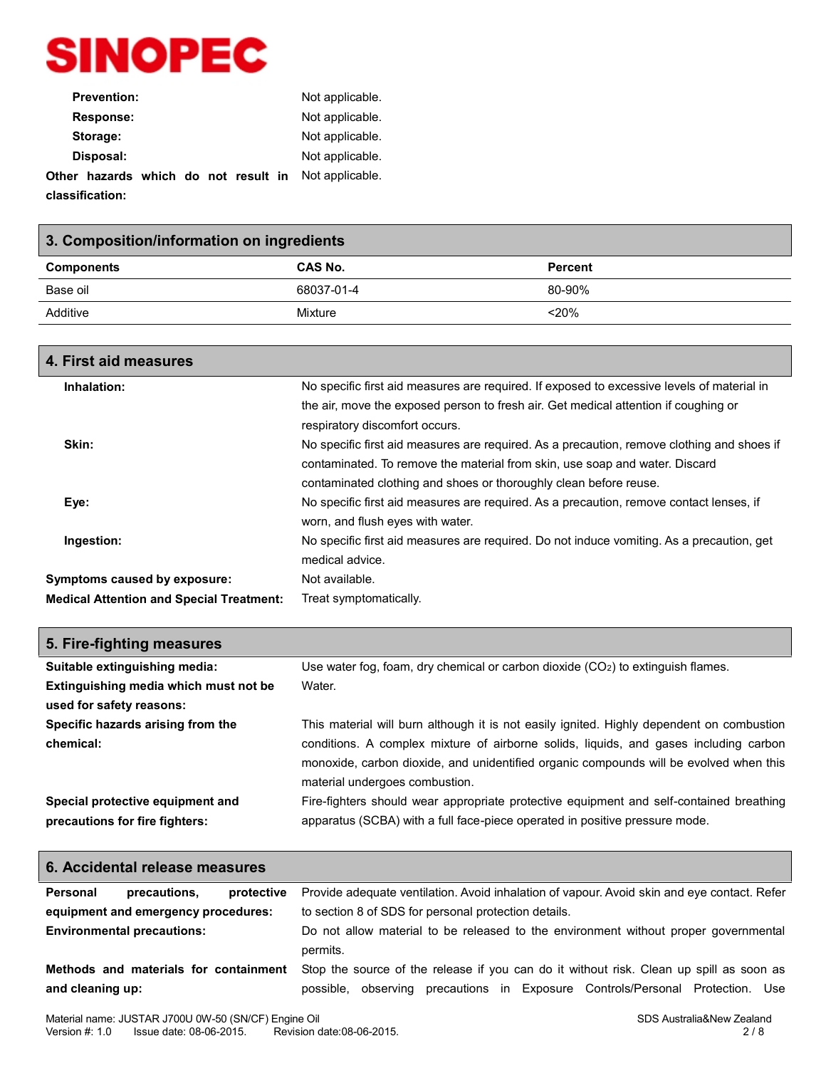**Prevention:** Not applicable.

**Response:** Not applicable.

**Storage:** Not applicable.

**Disposal:** Not applicable.

**Other hazards which do not result in classification:** Not applicable.

## 3. Composition/information on ingredients

| Components | CAS No. | Percent |
|---|---|---|
| Base oil | 68037-01-4 | 80-90% |
| Additive | Mixture | <20% |

## 4. First aid measures

**Inhalation:** No specific first aid measures are required. If exposed to excessive levels of material in the air, move the exposed person to fresh air. Get medical attention if coughing or respiratory discomfort occurs.

**Skin:** No specific first aid measures are required. As a precaution, remove clothing and shoes if contaminated. To remove the material from skin, use soap and water. Discard contaminated clothing and shoes or thoroughly clean before reuse.

**Eye:** No specific first aid measures are required. As a precaution, remove contact lenses, if worn, and flush eyes with water.

**Ingestion:** No specific first aid measures are required. Do not induce vomiting. As a precaution, get medical advice.

**Symptoms caused by exposure:** Not available.

**Medical Attention and Special Treatment:** Treat symptomatically.

## 5. Fire-fighting measures

**Suitable extinguishing media:** Use water fog, foam, dry chemical or carbon dioxide ($CO_2$) to extinguish flames.

**Extinguishing media which must not be used for safety reasons:** Water.

**Specific hazards arising from the chemical:** This material will burn although it is not easily ignited. Highly dependent on combustion conditions. A complex mixture of airborne solids, liquids, and gases including carbon monoxide, carbon dioxide, and unidentified organic compounds will be evolved when this material undergoes combustion.

**Special protective equipment and precautions for fire fighters:** Fire-fighters should wear appropriate protective equipment and self-contained breathing apparatus (SCBA) with a full face-piece operated in positive pressure mode.

## 6. Accidental release measures

**Personal precautions, protective equipment and emergency procedures:** Provide adequate ventilation. Avoid inhalation of vapour. Avoid skin and eye contact. Refer to section 8 of SDS for personal protection details.

**Environmental precautions:** Do not allow material to be released to the environment without proper governmental permits.

**Methods and materials for containment and cleaning up:** Stop the source of the release if you can do it without risk. Clean up spill as soon as possible, observing precautions in Exposure Controls/Personal Protection. Use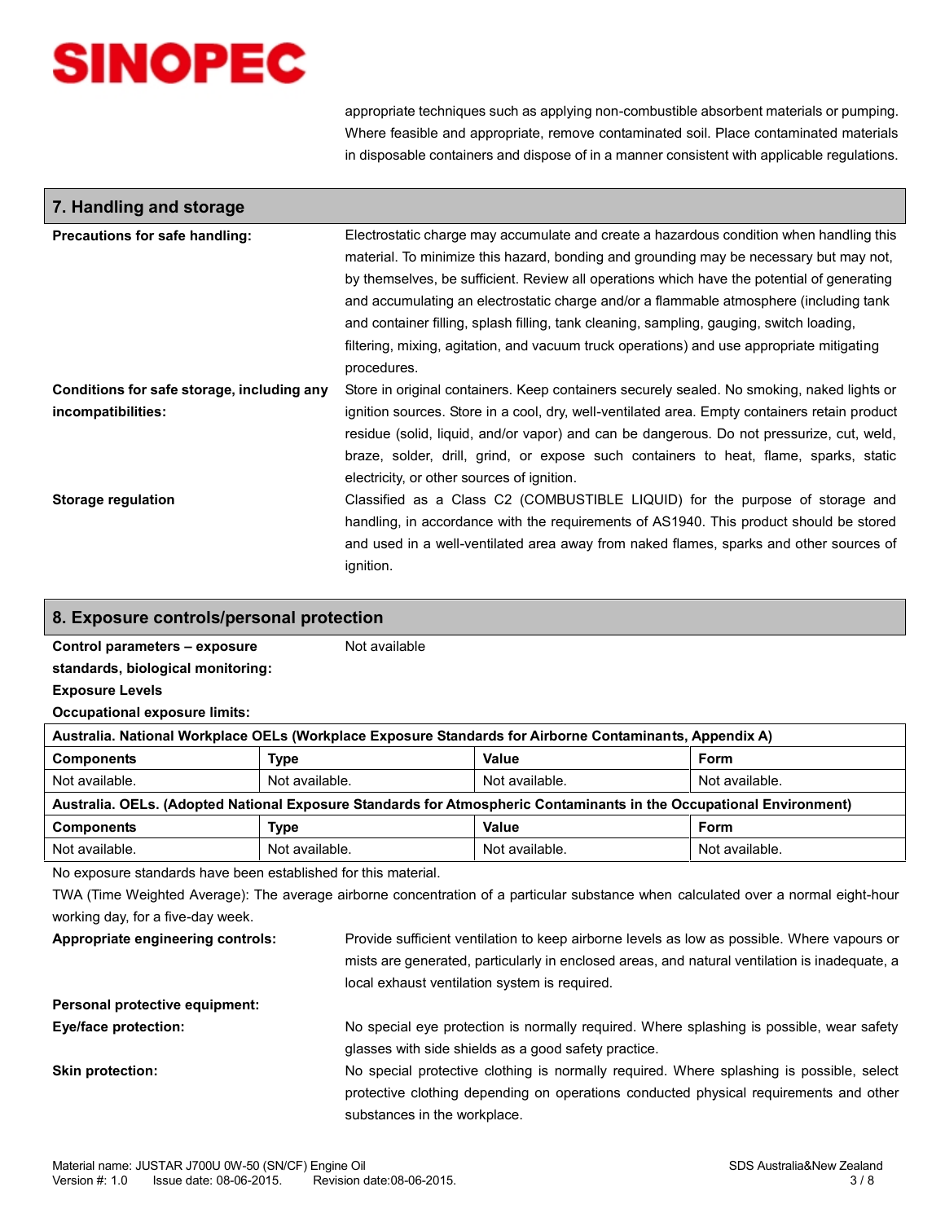appropriate techniques such as applying non-combustible absorbent materials or pumping. Where feasible and appropriate, remove contaminated soil. Place contaminated materials in disposable containers and dispose of in a manner consistent with applicable regulations.

## 7. Handling and storage

**Precautions for safe handling:** Electrostatic charge may accumulate and create a hazardous condition when handling this material. To minimize this hazard, bonding and grounding may be necessary but may not, by themselves, be sufficient. Review all operations which have the potential of generating and accumulating an electrostatic charge and/or a flammable atmosphere (including tank and container filling, splash filling, tank cleaning, sampling, gauging, switch loading, filtering, mixing, agitation, and vacuum truck operations) and use appropriate mitigating procedures.

**Conditions for safe storage, including any incompatibilities:** Store in original containers. Keep containers securely sealed. No smoking, naked lights or ignition sources. Store in a cool, dry, well-ventilated area. Empty containers retain product residue (solid, liquid, and/or vapor) and can be dangerous. Do not pressurize, cut, weld, braze, solder, drill, grind, or expose such containers to heat, flame, sparks, static electricity, or other sources of ignition.

**Storage regulation** Classified as a Class C2 (COMBUSTIBLE LIQUID) for the purpose of storage and handling, in accordance with the requirements of AS1940. This product should be stored and used in a well-ventilated area away from naked flames, sparks and other sources of ignition.

## 8. Exposure controls/personal protection

**Control parameters – exposure standards, biological monitoring:** Not available

**Exposure Levels**

**Occupational exposure limits:**

| **Australia. National Workplace OELs (Workplace Exposure Standards for Airborne Contaminants, Appendix A)** | | | |
|---|---|---|---|
| **Components** | **Type** | **Value** | **Form** |
| Not available. | Not available. | Not available. | Not available. |

| **Australia. OELs. (Adopted National Exposure Standards for Atmospheric Contaminants in the Occupational Environment)** | | | |
|---|---|---|---|
| **Components** | **Type** | **Value** | **Form** |
| Not available. | Not available. | Not available. | Not available. |

No exposure standards have been established for this material.

TWA (Time Weighted Average): The average airborne concentration of a particular substance when calculated over a normal eight-hour working day, for a five-day week.

**Appropriate engineering controls:** Provide sufficient ventilation to keep airborne levels as low as possible. Where vapours or mists are generated, particularly in enclosed areas, and natural ventilation is inadequate, a local exhaust ventilation system is required.

**Personal protective equipment:**

**Eye/face protection:** No special eye protection is normally required. Where splashing is possible, wear safety glasses with side shields as a good safety practice.

**Skin protection:** No special protective clothing is normally required. Where splashing is possible, select protective clothing depending on operations conducted physical requirements and other substances in the workplace.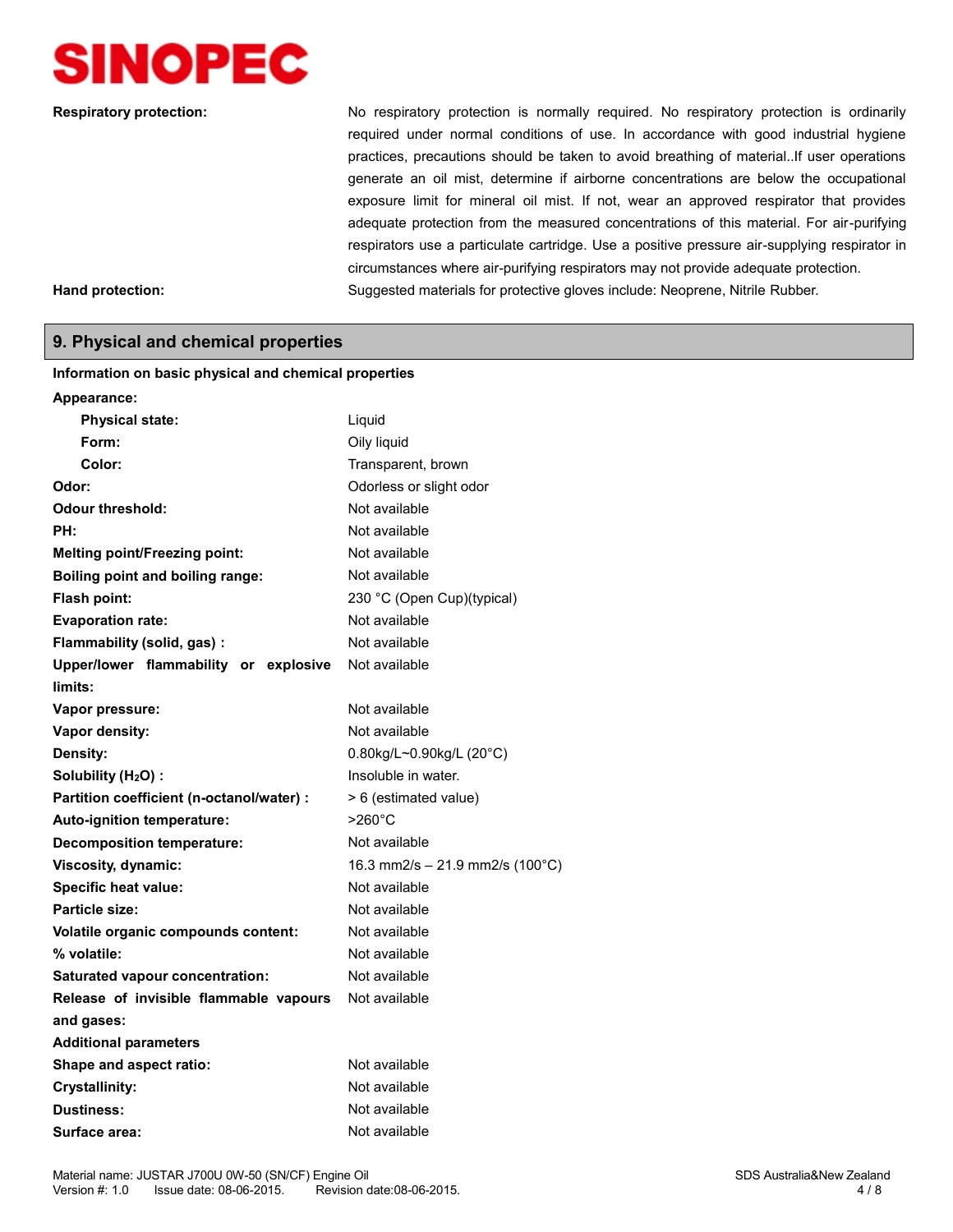| | |
|---|---|
| **Respiratory protection:** | No respiratory protection is normally required. No respiratory protection is ordinarily required under normal conditions of use. In accordance with good industrial hygiene practices, precautions should be taken to avoid breathing of material..If user operations generate an oil mist, determine if airborne concentrations are below the occupational exposure limit for mineral oil mist. If not, wear an approved respirator that provides adequate protection from the measured concentrations of this material. For air-purifying respirators use a particulate cartridge. Use a positive pressure air-supplying respirator in circumstances where air-purifying respirators may not provide adequate protection. |
| **Hand protection:** | Suggested materials for protective gloves include: Neoprene, Nitrile Rubber. |

## 9. Physical and chemical properties

**Information on basic physical and chemical properties**

| | |
|---|---|
| **Appearance:** | |
| **Physical state:** | Liquid |
| **Form:** | Oily liquid |
| **Color:** | Transparent, brown |
| **Odor:** | Odorless or slight odor |
| **Odour threshold:** | Not available |
| **PH:** | Not available |
| **Melting point/Freezing point:** | Not available |
| **Boiling point and boiling range:** | Not available |
| **Flash point:** | 230 °C (Open Cup)(typical) |
| **Evaporation rate:** | Not available |
| **Flammability (solid, gas) :** | Not available |
| **Upper/lower flammability or explosive limits:** | Not available |
| **Vapor pressure:** | Not available |
| **Vapor density:** | Not available |
| **Density:** | 0.80kg/L~0.90kg/L (20°C) |
| **Solubility ($H_2O$) :** | Insoluble in water. |
| **Partition coefficient (n-octanol/water) :** | > 6 (estimated value) |
| **Auto-ignition temperature:** | >260°C |
| **Decomposition temperature:** | Not available |
| **Viscosity, dynamic:** | 16.3 mm2/s – 21.9 mm2/s (100°C) |
| **Specific heat value:** | Not available |
| **Particle size:** | Not available |
| **Volatile organic compounds content:** | Not available |
| **% volatile:** | Not available |
| **Saturated vapour concentration:** | Not available |
| **Release of invisible flammable vapours and gases:** | Not available |
| **Additional parameters** | |
| **Shape and aspect ratio:** | Not available |
| **Crystallinity:** | Not available |
| **Dustiness:** | Not available |
| **Surface area:** | Not available |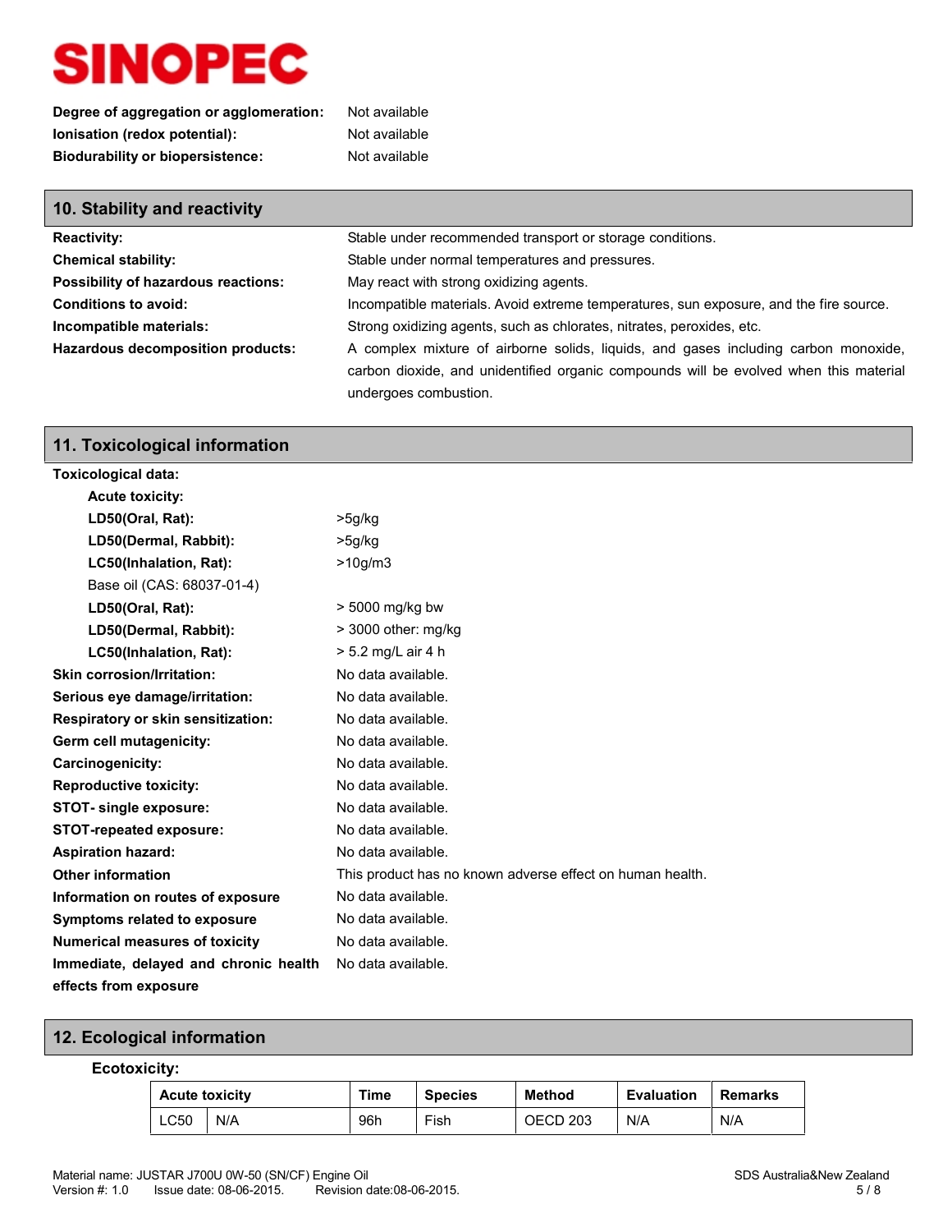**SINOPEC**

**Degree of aggregation or agglomeration:** Not available
**Ionisation (redox potential):** Not available
**Biodurability or biopersistence:** Not available

## 10. Stability and reactivity

**Reactivity:** Stable under recommended transport or storage conditions.
**Chemical stability:** Stable under normal temperatures and pressures.
**Possibility of hazardous reactions:** May react with strong oxidizing agents.
**Conditions to avoid:** Incompatible materials. Avoid extreme temperatures, sun exposure, and the fire source.
**Incompatible materials:** Strong oxidizing agents, such as chlorates, nitrates, peroxides, etc.
**Hazardous decomposition products:** A complex mixture of airborne solids, liquids, and gases including carbon monoxide, carbon dioxide, and unidentified organic compounds will be evolved when this material undergoes combustion.

## 11. Toxicological information

**Toxicological data:**

**Acute toxicity:**
**LD50(Oral, Rat):** >5g/kg
**LD50(Dermal, Rabbit):** >5g/kg
**LC50(Inhalation, Rat):** >10g/m3

Base oil (CAS: 68037-01-4)
**LD50(Oral, Rat):** > 5000 mg/kg bw
**LD50(Dermal, Rabbit):** > 3000 other: mg/kg
**LC50(Inhalation, Rat):** > 5.2 mg/L air 4 h

**Skin corrosion/Irritation:** No data available.
**Serious eye damage/irritation:** No data available.
**Respiratory or skin sensitization:** No data available.
**Germ cell mutagenicity:** No data available.
**Carcinogenicity:** No data available.
**Reproductive toxicity:** No data available.
**STOT- single exposure:** No data available.
**STOT-repeated exposure:** No data available.
**Aspiration hazard:** No data available.
**Other information** This product has no known adverse effect on human health.
**Information on routes of exposure** No data available.
**Symptoms related to exposure** No data available.
**Numerical measures of toxicity** No data available.
**Immediate, delayed and chronic health effects from exposure** No data available.

## 12. Ecological information

**Ecotoxicity:**

| Acute toxicity | | Time | Species | Method | Evaluation | Remarks |
|---|---|---|---|---|---|---|
| LC50 | N/A | 96h | Fish | OECD 203 | N/A | N/A |

Material name: JUSTAR J700U 0W-50 (SN/CF) Engine Oil
Version #: 1.0 Issue date: 08-06-2015. Revision date:08-06-2015.
SDS Australia&New Zealand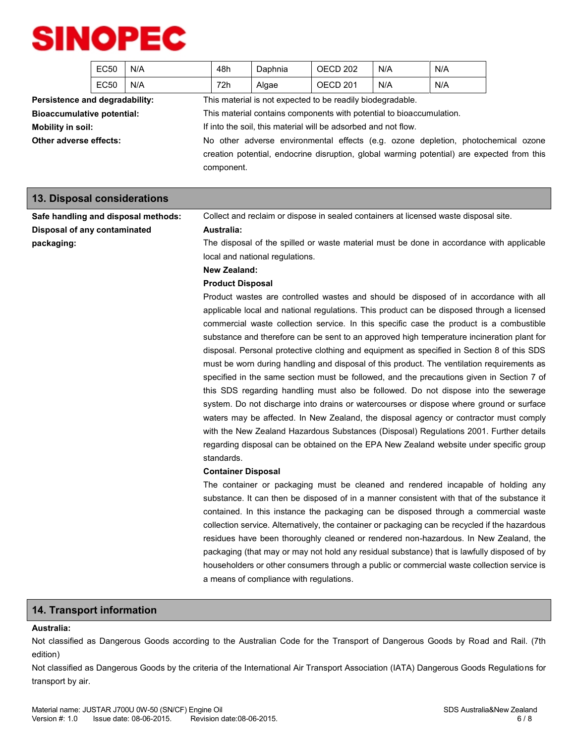| EC50 | N/A | 48h | Daphnia | OECD 202 | N/A | N/A |
|---|---|---|---|---|---|---|
| EC50 | N/A | 72h | Algae | OECD 201 | N/A | N/A |

**Persistence and degradability:** This material is not expected to be readily biodegradable.

**Bioaccumulative potential:** This material contains components with potential to bioaccumulation.

**Mobility in soil:** If into the soil, this material will be adsorbed and not flow.

**Other adverse effects:** No other adverse environmental effects (e.g. ozone depletion, photochemical ozone creation potential, endocrine disruption, global warming potential) are expected from this component.

## 13. Disposal considerations

**Safe handling and disposal methods:** Collect and reclaim or dispose in sealed containers at licensed waste disposal site.

**Disposal of any contaminated packaging:**

**Australia:**

The disposal of the spilled or waste material must be done in accordance with applicable local and national regulations.

**New Zealand:**

**Product Disposal**

Product wastes are controlled wastes and should be disposed of in accordance with all applicable local and national regulations. This product can be disposed through a licensed commercial waste collection service. In this specific case the product is a combustible substance and therefore can be sent to an approved high temperature incineration plant for disposal. Personal protective clothing and equipment as specified in Section 8 of this SDS must be worn during handling and disposal of this product. The ventilation requirements as specified in the same section must be followed, and the precautions given in Section 7 of this SDS regarding handling must also be followed. Do not dispose into the sewerage system. Do not discharge into drains or watercourses or dispose where ground or surface waters may be affected. In New Zealand, the disposal agency or contractor must comply with the New Zealand Hazardous Substances (Disposal) Regulations 2001. Further details regarding disposal can be obtained on the EPA New Zealand website under specific group standards.

**Container Disposal**

The container or packaging must be cleaned and rendered incapable of holding any substance. It can then be disposed of in a manner consistent with that of the substance it contained. In this instance the packaging can be disposed through a commercial waste collection service. Alternatively, the container or packaging can be recycled if the hazardous residues have been thoroughly cleaned or rendered non-hazardous. In New Zealand, the packaging (that may or may not hold any residual substance) that is lawfully disposed of by householders or other consumers through a public or commercial waste collection service is a means of compliance with regulations.

## 14. Transport information

**Australia:**

Not classified as Dangerous Goods according to the Australian Code for the Transport of Dangerous Goods by Road and Rail. (7th edition)

Not classified as Dangerous Goods by the criteria of the International Air Transport Association (IATA) Dangerous Goods Regulations for transport by air.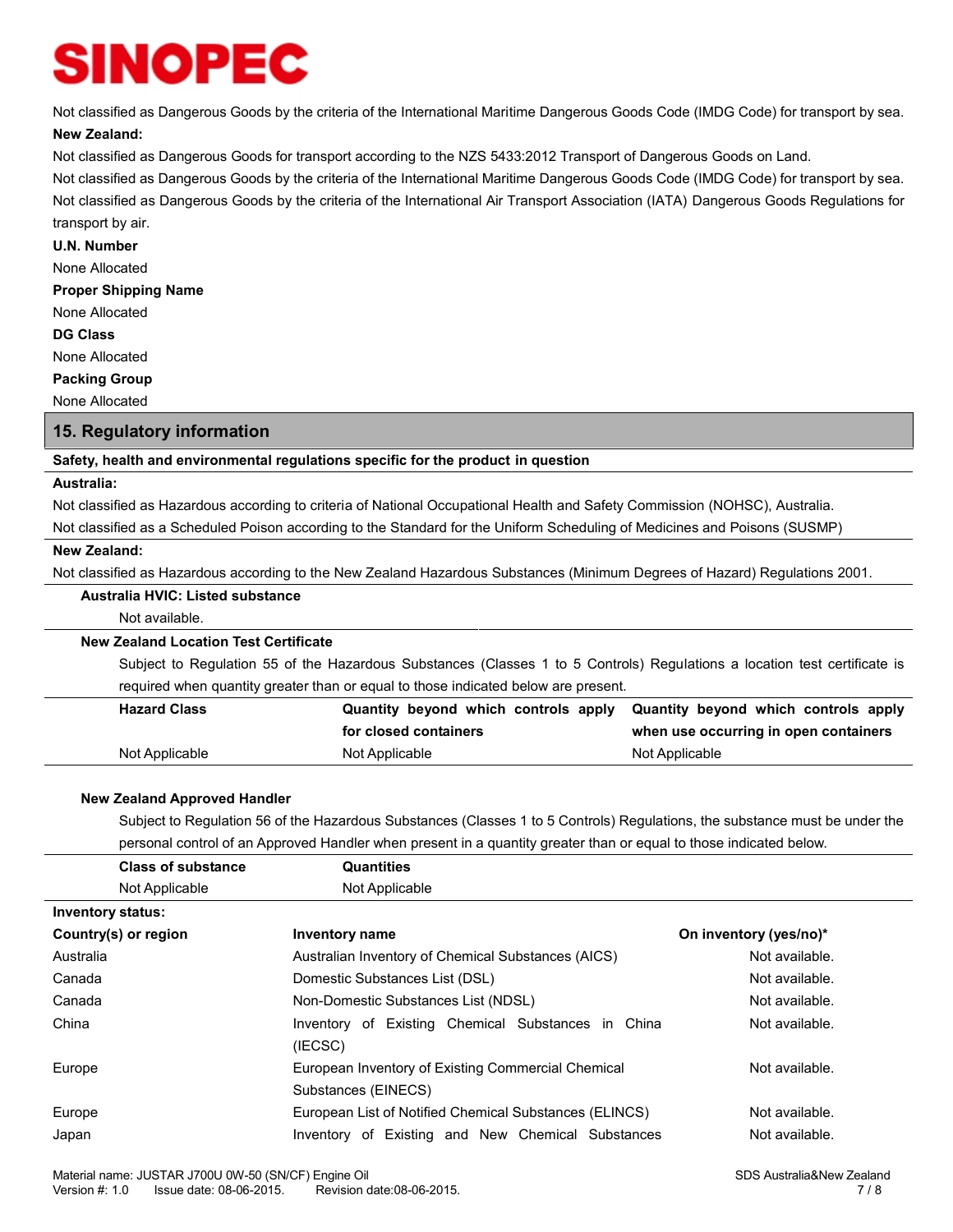Not classified as Dangerous Goods by the criteria of the International Maritime Dangerous Goods Code (IMDG Code) for transport by sea.

**New Zealand:**

Not classified as Dangerous Goods for transport according to the NZS 5433:2012 Transport of Dangerous Goods on Land.

Not classified as Dangerous Goods by the criteria of the International Maritime Dangerous Goods Code (IMDG Code) for transport by sea.

Not classified as Dangerous Goods by the criteria of the International Air Transport Association (IATA) Dangerous Goods Regulations for transport by air.

**U.N. Number**

None Allocated

**Proper Shipping Name**

None Allocated

**DG Class**

None Allocated

**Packing Group**

None Allocated

## 15. Regulatory information

**Safety, health and environmental regulations specific for the product in question**

**Australia:**

Not classified as Hazardous according to criteria of National Occupational Health and Safety Commission (NOHSC), Australia.

Not classified as a Scheduled Poison according to the Standard for the Uniform Scheduling of Medicines and Poisons (SUSMP)

**New Zealand:**

Not classified as Hazardous according to the New Zealand Hazardous Substances (Minimum Degrees of Hazard) Regulations 2001.

**Australia HVIC: Listed substance**

Not available.

**New Zealand Location Test Certificate**

Subject to Regulation 55 of the Hazardous Substances (Classes 1 to 5 Controls) Regulations a location test certificate is required when quantity greater than or equal to those indicated below are present.

| Hazard Class | Quantity beyond which controls apply for closed containers | Quantity beyond which controls apply when use occurring in open containers |
|---|---|---|
| Not Applicable | Not Applicable | Not Applicable |

**New Zealand Approved Handler**

Subject to Regulation 56 of the Hazardous Substances (Classes 1 to 5 Controls) Regulations, the substance must be under the personal control of an Approved Handler when present in a quantity greater than or equal to those indicated below.

| Class of substance | Quantities |
|---|---|
| Not Applicable | Not Applicable |

**Inventory status:**

| Country(s) or region | Inventory name | On inventory (yes/no)* |
|---|---|---|
| Australia | Australian Inventory of Chemical Substances (AICS) | Not available. |
| Canada | Domestic Substances List (DSL) | Not available. |
| Canada | Non-Domestic Substances List (NDSL) | Not available. |
| China | Inventory of Existing Chemical Substances in China (IECSC) | Not available. |
| Europe | European Inventory of Existing Commercial Chemical Substances (EINECS) | Not available. |
| Europe | European List of Notified Chemical Substances (ELINCS) | Not available. |
| Japan | Inventory of Existing and New Chemical Substances | Not available. |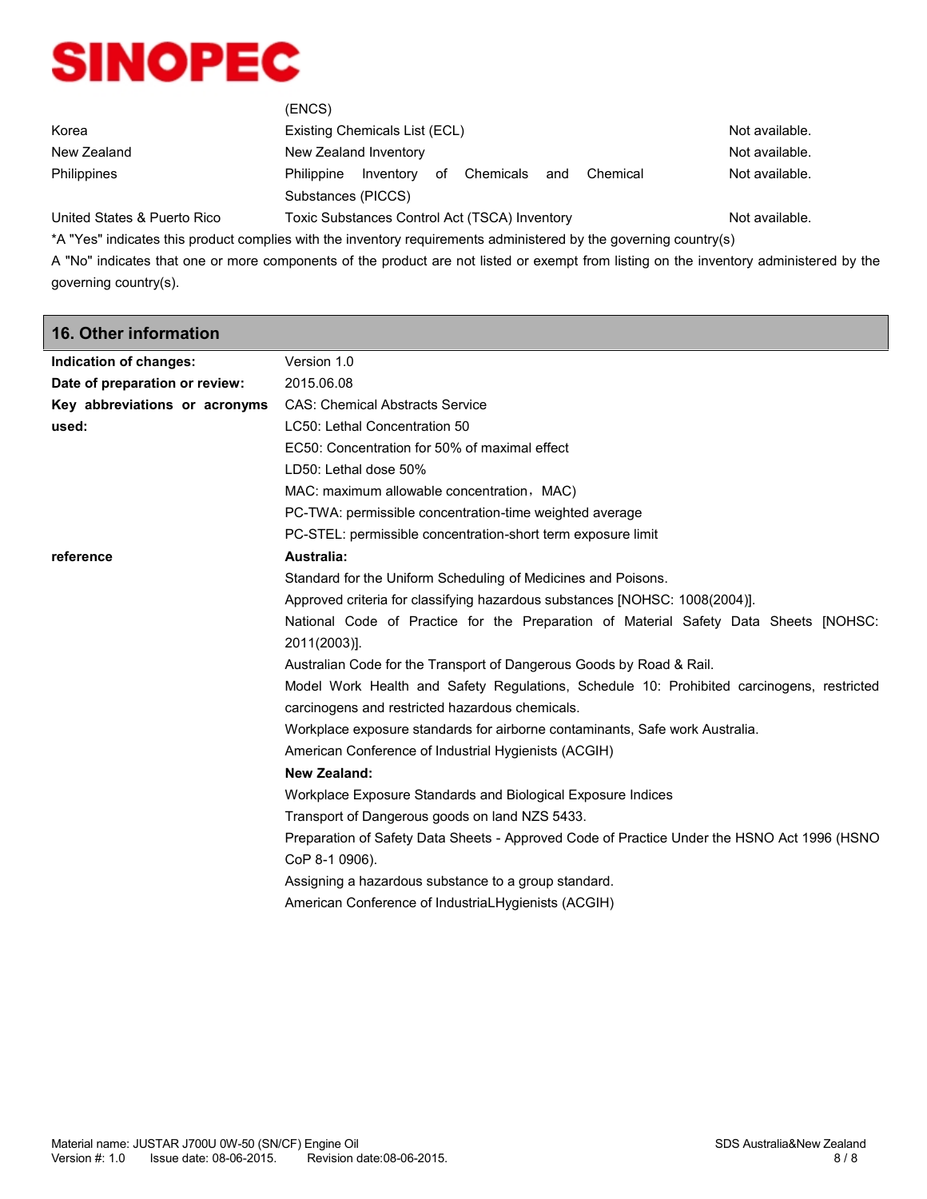| | | |
|---|---|---|
| | (ENCS) | |
| Korea | Existing Chemicals List (ECL) | Not available. |
| New Zealand | New Zealand Inventory | Not available. |
| Philippines | Philippine Inventory of Chemicals and Chemical Substances (PICCS) | Not available. |
| United States & Puerto Rico | Toxic Substances Control Act (TSCA) Inventory | Not available. |

*A "Yes" indicates this product complies with the inventory requirements administered by the governing country(s)

A "No" indicates that one or more components of the product are not listed or exempt from listing on the inventory administered by the governing country(s).

## 16. Other information

**Indication of changes:** Version 1.0

**Date of preparation or review:** 2015.06.08

**Key abbreviations or acronyms used:**

CAS: Chemical Abstracts Service

LC50: Lethal Concentration 50

EC50: Concentration for 50% of maximal effect

LD50: Lethal dose 50%

MAC: maximum allowable concentration，MAC)

PC-TWA: permissible concentration-time weighted average

PC-STEL: permissible concentration-short term exposure limit

**reference**

**Australia:**

Standard for the Uniform Scheduling of Medicines and Poisons.

Approved criteria for classifying hazardous substances [NOHSC: 1008(2004)].

National Code of Practice for the Preparation of Material Safety Data Sheets [NOHSC: 2011(2003)].

Australian Code for the Transport of Dangerous Goods by Road & Rail.

Model Work Health and Safety Regulations, Schedule 10: Prohibited carcinogens, restricted carcinogens and restricted hazardous chemicals.

Workplace exposure standards for airborne contaminants, Safe work Australia.

American Conference of Industrial Hygienists (ACGIH)

**New Zealand:**

Workplace Exposure Standards and Biological Exposure Indices

Transport of Dangerous goods on land NZS 5433.

Preparation of Safety Data Sheets - Approved Code of Practice Under the HSNO Act 1996 (HSNO CoP 8-1 0906).

Assigning a hazardous substance to a group standard.

American Conference of IndustriaLHygienists (ACGIH)